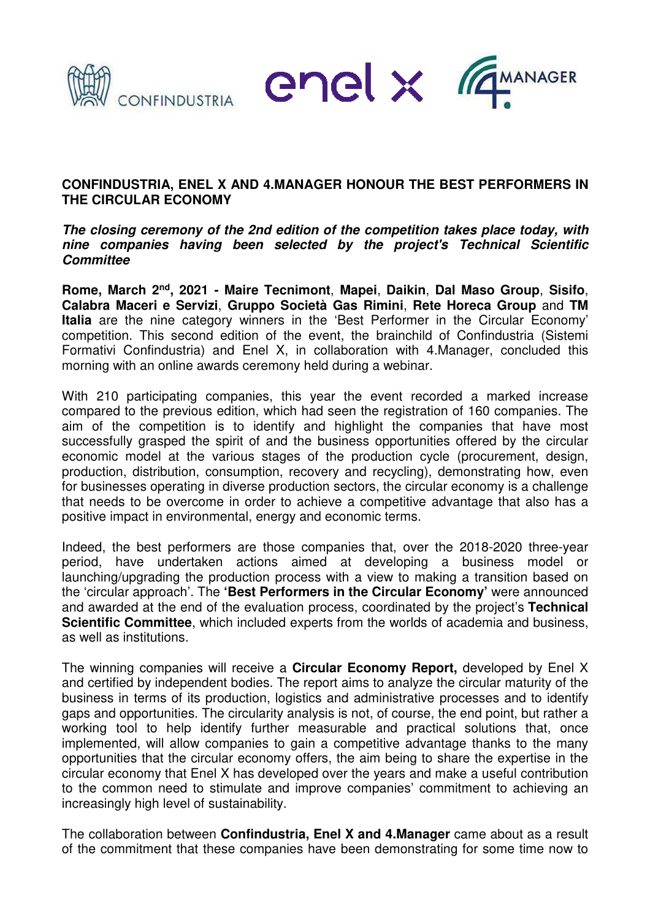# CONFINDUSTRIA, ENEL X AND 4.MANAGER HONOUR THE BEST PERFORMERS IN THE CIRCULAR ECONOMY

***The closing ceremony of the 2nd edition of the competition takes place today, with nine companies having been selected by the project's Technical Scientific Committee***

**Rome, March 2nd, 2021 - Maire Tecnimont**, **Mapei**, **Daikin**, **Dal Maso Group**, **Sisifo**, **Calabra Maceri e Servizi**, **Gruppo Società Gas Rimini**, **Rete Horeca Group** and **TM Italia** are the nine category winners in the 'Best Performer in the Circular Economy' competition. This second edition of the event, the brainchild of Confindustria (Sistemi Formativi Confindustria) and Enel X, in collaboration with 4.Manager, concluded this morning with an online awards ceremony held during a webinar.

With 210 participating companies, this year the event recorded a marked increase compared to the previous edition, which had seen the registration of 160 companies. The aim of the competition is to identify and highlight the companies that have most successfully grasped the spirit of and the business opportunities offered by the circular economic model at the various stages of the production cycle (procurement, design, production, distribution, consumption, recovery and recycling), demonstrating how, even for businesses operating in diverse production sectors, the circular economy is a challenge that needs to be overcome in order to achieve a competitive advantage that also has a positive impact in environmental, energy and economic terms.

Indeed, the best performers are those companies that, over the 2018-2020 three-year period, have undertaken actions aimed at developing a business model or launching/upgrading the production process with a view to making a transition based on the 'circular approach'. The **'Best Performers in the Circular Economy'** were announced and awarded at the end of the evaluation process, coordinated by the project's **Technical Scientific Committee**, which included experts from the worlds of academia and business, as well as institutions.

The winning companies will receive a **Circular Economy Report,** developed by Enel X and certified by independent bodies. The report aims to analyze the circular maturity of the business in terms of its production, logistics and administrative processes and to identify gaps and opportunities. The circularity analysis is not, of course, the end point, but rather a working tool to help identify further measurable and practical solutions that, once implemented, will allow companies to gain a competitive advantage thanks to the many opportunities that the circular economy offers, the aim being to share the expertise in the circular economy that Enel X has developed over the years and make a useful contribution to the common need to stimulate and improve companies' commitment to achieving an increasingly high level of sustainability.

The collaboration between **Confindustria, Enel X and 4.Manager** came about as a result of the commitment that these companies have been demonstrating for some time now to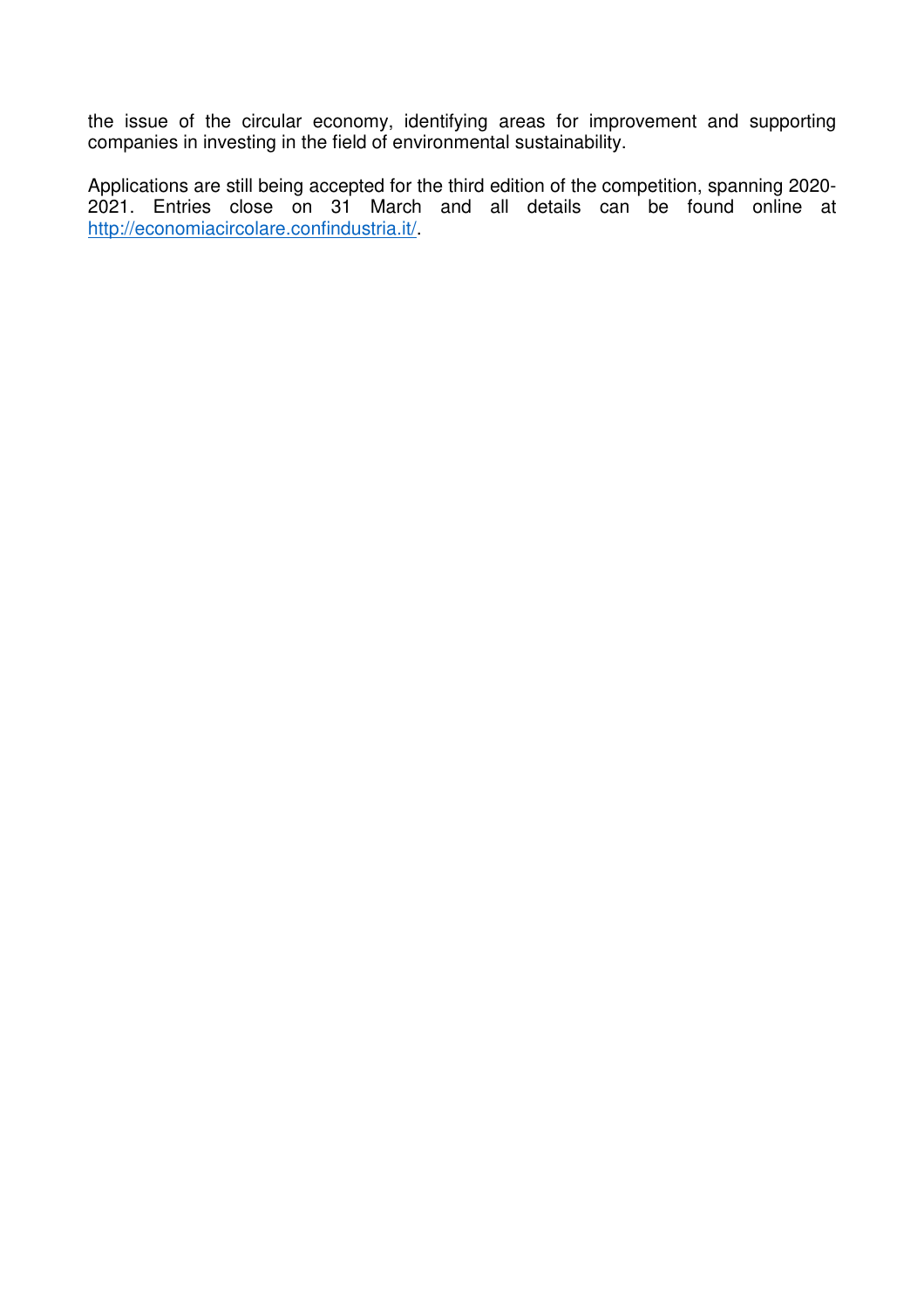the issue of the circular economy, identifying areas for improvement and supporting companies in investing in the field of environmental sustainability.

Applications are still being accepted for the third edition of the competition, spanning 2020-2021. Entries close on 31 March and all details can be found online at [http://economiacircolare.confindustria.it/](http://economiacircolare.confindustria.it/).